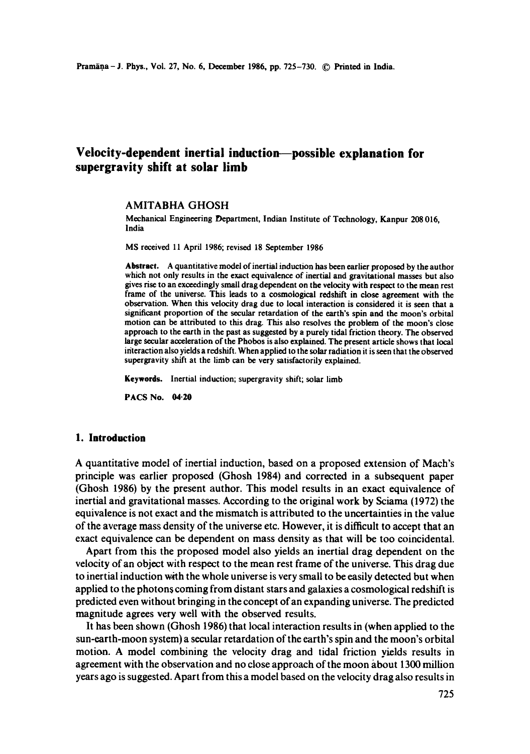# Velocity-dependent inertial induction—possible explanation for supergravity shift at solar limb

AMITABHA GHOSH

Mechanical Engineering Department, Indian Institute of Technology, Kanpur 208 016, India

MS received 11 April 1986; revised 18 September 1986

**Abstract.** A quantitative model of inertial induction has been earlier proposed by the author which not only results in the exact equivalence of inertial and gravitational masses but also gives rise to an exceedingly small drag dependent on the velocity with respect to the mean rest frame of the universe. This leads to a cosmological redshift in close agreement with the observation. When this velocity drag due to local interaction is considered it is seen that a significant proportion of the secular retardation of the earth's spin and the moon's orbital motion can be attributed to this drag. This also resolves the problem of the moon's close approach to the earth in the past as suggested by a purely tidal friction theory. The observed large secular acceleration of the Phobos is also explained. The present article shows that local interaction also yields a redshift. When applied to the solar radiation it is seen that the observed supergravity shift at the limb can be very satisfactorily explained.

**Keywords.** Inertial induction; supergravity shift; solar limb

**PACS No.** 04·20

## 1. Introduction

A quantitative model of inertial induction, based on a proposed extension of Mach's principle was earlier proposed (Ghosh 1984) and corrected in a subsequent paper (Ghosh 1986) by the present author. This model results in an exact equivalence of inertial and gravitational masses. According to the original work by Sciama (1972) the equivalence is not exact and the mismatch is attributed to the uncertainties in the value of the average mass density of the universe etc. However, it is difficult to accept that an exact equivalence can be dependent on mass density as that will be too coincidental.

Apart from this the proposed model also yields an inertial drag dependent on the velocity of an object with respect to the mean rest frame of the universe. This drag due to inertial induction with the whole universe is very small to be easily detected but when applied to the photons coming from distant stars and galaxies a cosmological redshift is predicted even without bringing in the concept of an expanding universe. The predicted magnitude agrees very well with the observed results.

It has been shown (Ghosh 1986) that local interaction results in (when applied to the sun-earth-moon system) a secular retardation of the earth's spin and the moon's orbital motion. A model combining the velocity drag and tidal friction yields results in agreement with the observation and no close approach of the moon about 1300 million years ago is suggested. Apart from this a model based on the velocity drag also results in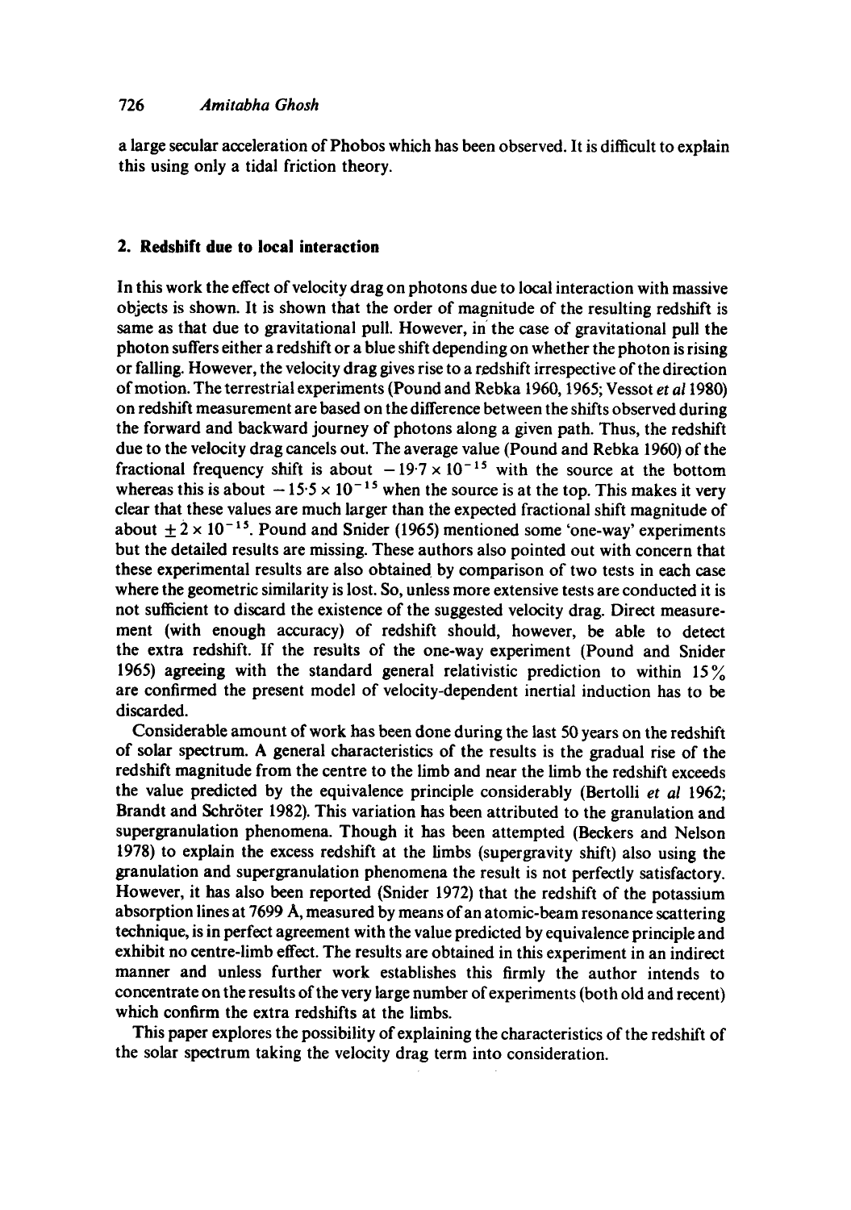a large secular acceleration of Phobos which has been observed. It is difficult to explain this using only a tidal friction theory.

## 2. Redshift due to local interaction

In this work the effect of velocity drag on photons due to local interaction with massive objects is shown. It is shown that the order of magnitude of the resulting redshift is same as that due to gravitational pull. However, in the case of gravitational pull the photon suffers either a redshift or a blue shift depending on whether the photon is rising or falling. However, the velocity drag gives rise to a redshift irrespective of the direction of motion. The terrestrial experiments (Pound and Rebka 1960, 1965; Vessot *et al* 1980) on redshift measurement are based on the difference between the shifts observed during the forward and backward journey of photons along a given path. Thus, the redshift due to the velocity drag cancels out. The average value (Pound and Rebka 1960) of the fractional frequency shift is about $-19{\cdot}7 \times 10^{-15}$ with the source at the bottom whereas this is about $-15{\cdot}5 \times 10^{-15}$ when the source is at the top. This makes it very clear that these values are much larger than the expected fractional shift magnitude of about $\pm 2 \times 10^{-15}$. Pound and Snider (1965) mentioned some 'one-way' experiments but the detailed results are missing. These authors also pointed out with concern that these experimental results are also obtained by comparison of two tests in each case where the geometric similarity is lost. So, unless more extensive tests are conducted it is not sufficient to discard the existence of the suggested velocity drag. Direct measurement (with enough accuracy) of redshift should, however, be able to detect the extra redshift. If the results of the one-way experiment (Pound and Snider 1965) agreeing with the standard general relativistic prediction to within 15% are confirmed the present model of velocity-dependent inertial induction has to be discarded.

Considerable amount of work has been done during the last 50 years on the redshift of solar spectrum. A general characteristics of the results is the gradual rise of the redshift magnitude from the centre to the limb and near the limb the redshift exceeds the value predicted by the equivalence principle considerably (Bertolli *et al* 1962; Brandt and Schröter 1982). This variation has been attributed to the granulation and supergranulation phenomena. Though it has been attempted (Beckers and Nelson 1978) to explain the excess redshift at the limbs (supergravity shift) also using the granulation and supergranulation phenomena the result is not perfectly satisfactory. However, it has also been reported (Snider 1972) that the redshift of the potassium absorption lines at 7699 Å, measured by means of an atomic-beam resonance scattering technique, is in perfect agreement with the value predicted by equivalence principle and exhibit no centre-limb effect. The results are obtained in this experiment in an indirect manner and unless further work establishes this firmly the author intends to concentrate on the results of the very large number of experiments (both old and recent) which confirm the extra redshifts at the limbs.

This paper explores the possibility of explaining the characteristics of the redshift of the solar spectrum taking the velocity drag term into consideration.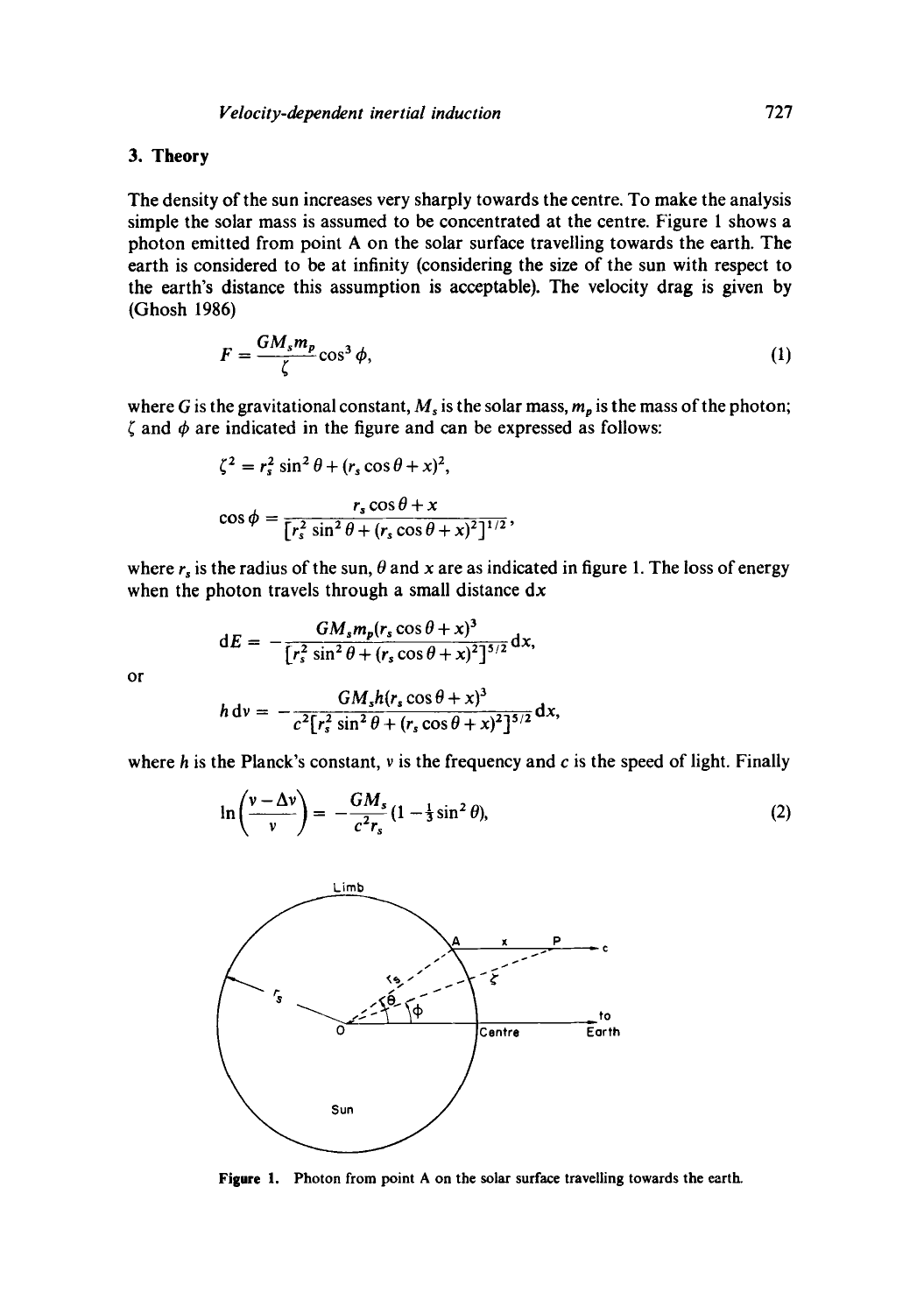## 3. Theory

The density of the sun increases very sharply towards the centre. To make the analysis simple the solar mass is assumed to be concentrated at the centre. Figure 1 shows a photon emitted from point A on the solar surface travelling towards the earth. The earth is considered to be at infinity (considering the size of the sun with respect to the earth's distance this assumption is acceptable). The velocity drag is given by (Ghosh 1986)

$$F = \frac{GM_s m_p}{\zeta} \cos^3 \phi, \tag{1}$$

where $G$ is the gravitational constant, $M_s$ is the solar mass, $m_p$ is the mass of the photon; $\zeta$ and $\phi$ are indicated in the figure and can be expressed as follows:

$$\zeta^2 = r_s^2 \sin^2 \theta + (r_s \cos \theta + x)^2,$$

$$\cos \phi = \frac{r_s \cos \theta + x}{[r_s^2 \sin^2 \theta + (r_s \cos \theta + x)^2]^{1/2}},$$

where $r_s$ is the radius of the sun, $\theta$ and $x$ are as indicated in figure 1. The loss of energy when the photon travels through a small distance $\mathrm{d}x$

$$\mathrm{d}E = -\frac{GM_s m_p (r_s \cos \theta + x)^3}{[r_s^2 \sin^2 \theta + (r_s \cos \theta + x)^2]^{5/2}} \mathrm{d}x,$$

or

$$h\,\mathrm{d}\nu = -\frac{GM_s h (r_s \cos \theta + x)^3}{c^2 [r_s^2 \sin^2 \theta + (r_s \cos \theta + x)^2]^{5/2}} \mathrm{d}x,$$

where $h$ is the Planck's constant, $\nu$ is the frequency and $c$ is the speed of light. Finally

$$\ln\left(\frac{\nu - \Delta\nu}{\nu}\right) = -\frac{GM_s}{c^2 r_s}(1 - \tfrac{1}{3}\sin^2 \theta), \tag{2}$$

**Figure 1.** Photon from point A on the solar surface travelling towards the earth.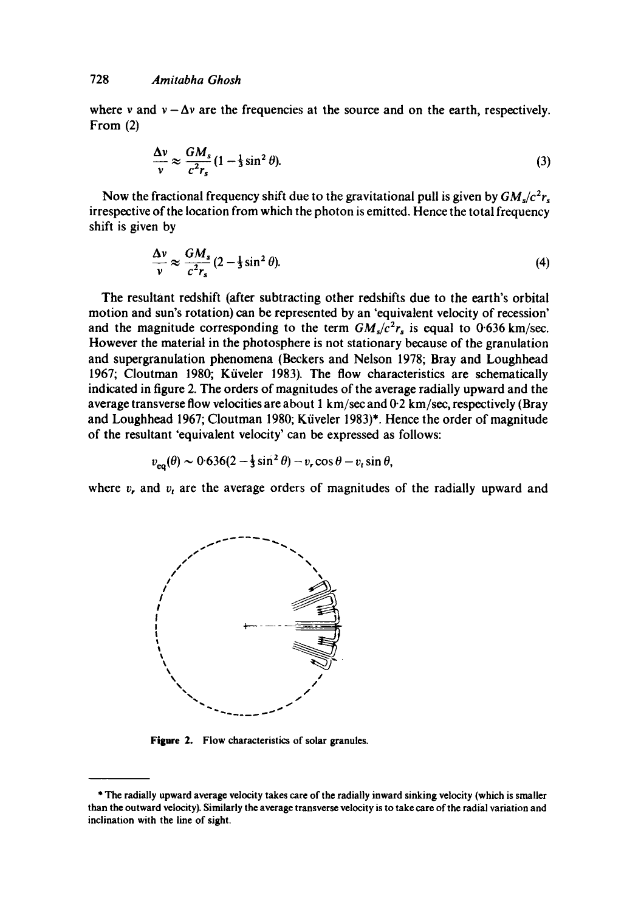where $\nu$ and $\nu - \Delta\nu$ are the frequencies at the source and on the earth, respectively. From (2)

$$\frac{\Delta\nu}{\nu} \approx \frac{GM_s}{c^2 r_s}\left(1 - \tfrac{1}{3}\sin^2\theta\right). \tag{3}$$

Now the fractional frequency shift due to the gravitational pull is given by $GM_s/c^2 r_s$ irrespective of the location from which the photon is emitted. Hence the total frequency shift is given by

$$\frac{\Delta\nu}{\nu} \approx \frac{GM_s}{c^2 r_s}\left(2 - \tfrac{1}{3}\sin^2\theta\right). \tag{4}$$

The resultant redshift (after subtracting other redshifts due to the earth's orbital motion and sun's rotation) can be represented by an 'equivalent velocity of recession' and the magnitude corresponding to the term $GM_s/c^2 r_s$ is equal to 0·636 km/sec. However the material in the photosphere is not stationary because of the granulation and supergranulation phenomena (Beckers and Nelson 1978; Bray and Loughhead 1967; Cloutman 1980; Küveler 1983). The flow characteristics are schematically indicated in figure 2. The orders of magnitudes of the average radially upward and the average transverse flow velocities are about 1 km/sec and 0·2 km/sec, respectively (Bray and Loughhead 1967; Cloutman 1980; Küveler 1983)*. Hence the order of magnitude of the resultant 'equivalent velocity' can be expressed as follows:

$$v_{\text{eq}}(\theta) \sim 0{\cdot}636\left(2 - \tfrac{1}{3}\sin^2\theta\right) - v_r\cos\theta - v_t\sin\theta,$$

where $v_r$ and $v_t$ are the average orders of magnitudes of the radially upward and

**Figure 2.** Flow characteristics of solar granules.

---

\* The radially upward average velocity takes care of the radially inward sinking velocity (which is smaller than the outward velocity). Similarly the average transverse velocity is to take care of the radial variation and inclination with the line of sight.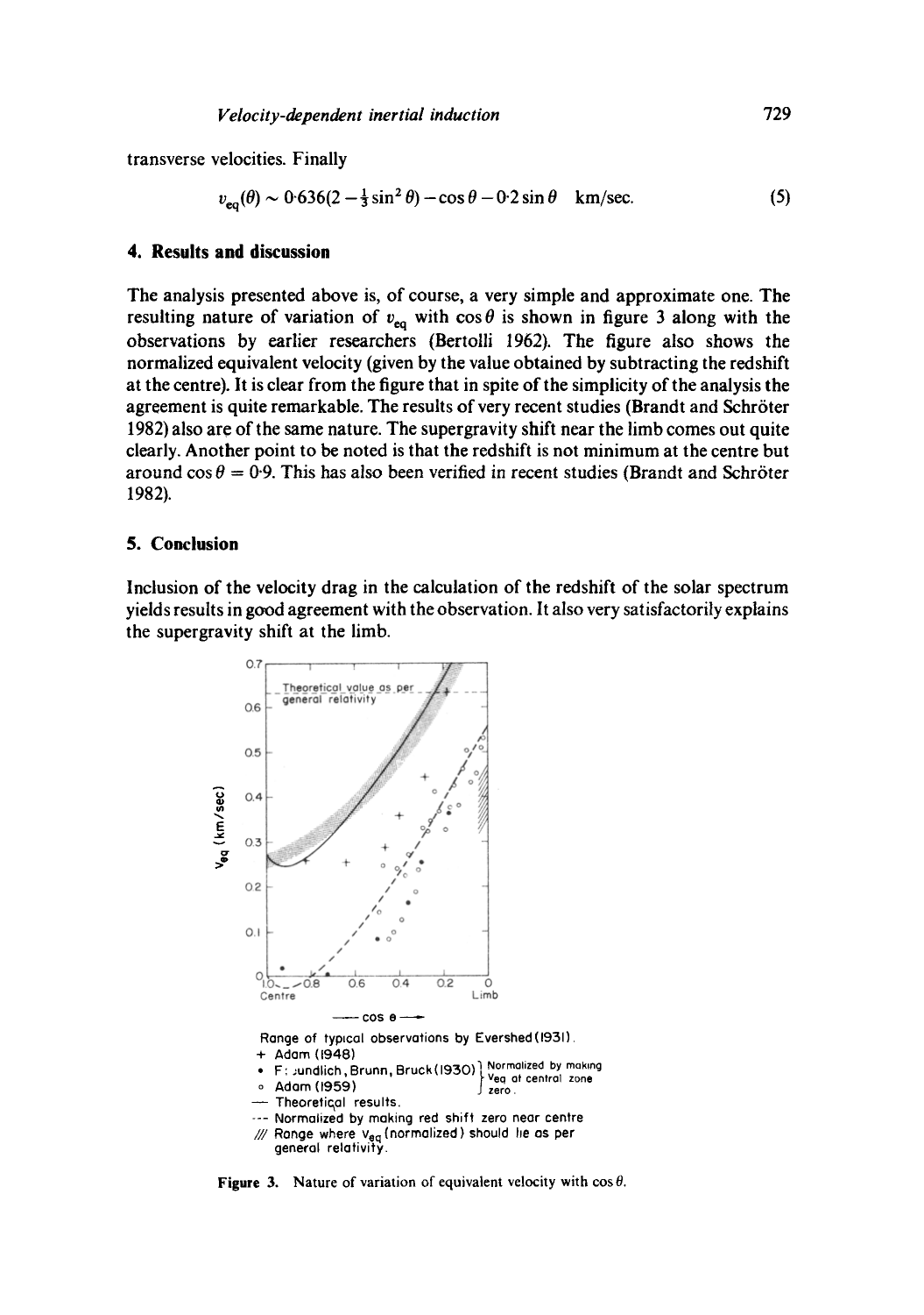transverse velocities. Finally

$$v_{eq}(\theta) \sim 0.636(2 - \tfrac{1}{3}\sin^2\theta) - \cos\theta - 0.2\sin\theta \quad \text{km/sec.} \tag{5}$$

## 4. Results and discussion

The analysis presented above is, of course, a very simple and approximate one. The resulting nature of variation of $v_{eq}$ with $\cos\theta$ is shown in figure 3 along with the observations by earlier researchers (Bertolli 1962). The figure also shows the normalized equivalent velocity (given by the value obtained by subtracting the redshift at the centre). It is clear from the figure that in spite of the simplicity of the analysis the agreement is quite remarkable. The results of very recent studies (Brandt and Schröter 1982) also are of the same nature. The supergravity shift near the limb comes out quite clearly. Another point to be noted is that the redshift is not minimum at the centre but around $\cos\theta = 0.9$. This has also been verified in recent studies (Brandt and Schröter 1982).

## 5. Conclusion

Inclusion of the velocity drag in the calculation of the redshift of the solar spectrum yields results in good agreement with the observation. It also very satisfactorily explains the supergravity shift at the limb.

Range of typical observations by Evershed (1931).
+ Adam (1948)
• Freundlich, Brunn, Bruck (1930) } Normalized by making $v_{eq}$ at central zone zero.
○ Adam (1959)
— Theoretical results.
--- Normalized by making red shift zero near centre
/// Range where $v_{eq}$ (normalized) should lie as per general relativity.

**Figure 3.** Nature of variation of equivalent velocity with $\cos\theta$.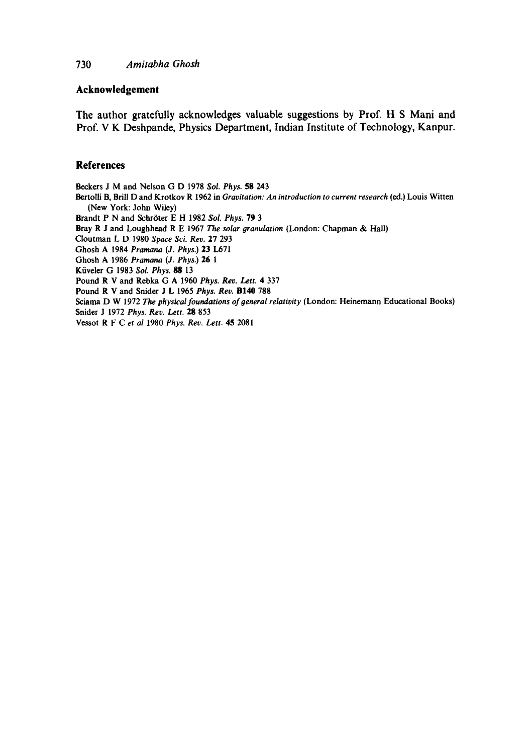## Acknowledgement

The author gratefully acknowledges valuable suggestions by Prof. H S Mani and Prof. V K Deshpande, Physics Department, Indian Institute of Technology, Kanpur.

## References

Beckers J M and Nelson G D 1978 *Sol. Phys.* **58** 243

Bertolli B, Brill D and Krotkov R 1962 in *Gravitation: An introduction to current research* (ed.) Louis Witten (New York: John Wiley)

Brandt P N and Schröter E H 1982 *Sol. Phys.* **79** 3

Bray R J and Loughhead R E 1967 *The solar granulation* (London: Chapman & Hall)

Cloutman L D 1980 *Space Sci. Rev.* **27** 293

Ghosh A 1984 *Pramana (J. Phys.)* **23** L671

Ghosh A 1986 *Pramana (J. Phys.)* **26** 1

Küveler G 1983 *Sol. Phys.* **88** 13

Pound R V and Rebka G A 1960 *Phys. Rev. Lett.* **4** 337

Pound R V and Snider J L 1965 *Phys. Rev.* **B140** 788

Sciama D W 1972 *The physical foundations of general relativity* (London: Heinemann Educational Books)

Snider J 1972 *Phys. Rev. Lett.* **28** 853

Vessot R F C *et al* 1980 *Phys. Rev. Lett.* **45** 2081